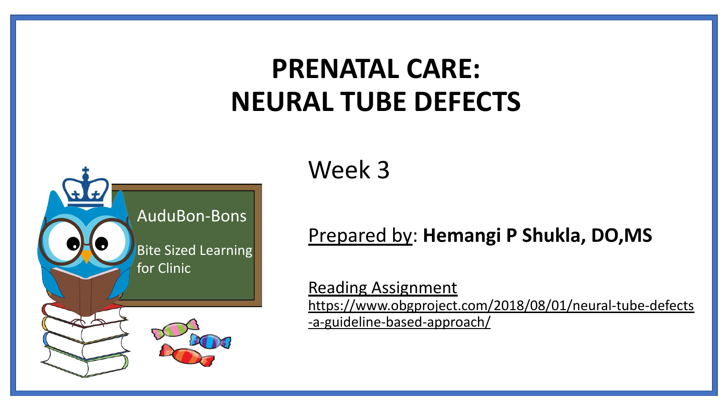# PRENATAL CARE: NEURAL TUBE DEFECTS

AuduBon-Bons

Bite Sized Learning for Clinic

Week 3

Prepared by: **Hemangi P Shukla, DO,MS**

Reading Assignment

https://www.obgproject.com/2018/08/01/neural-tube-defects-a-guideline-based-approach/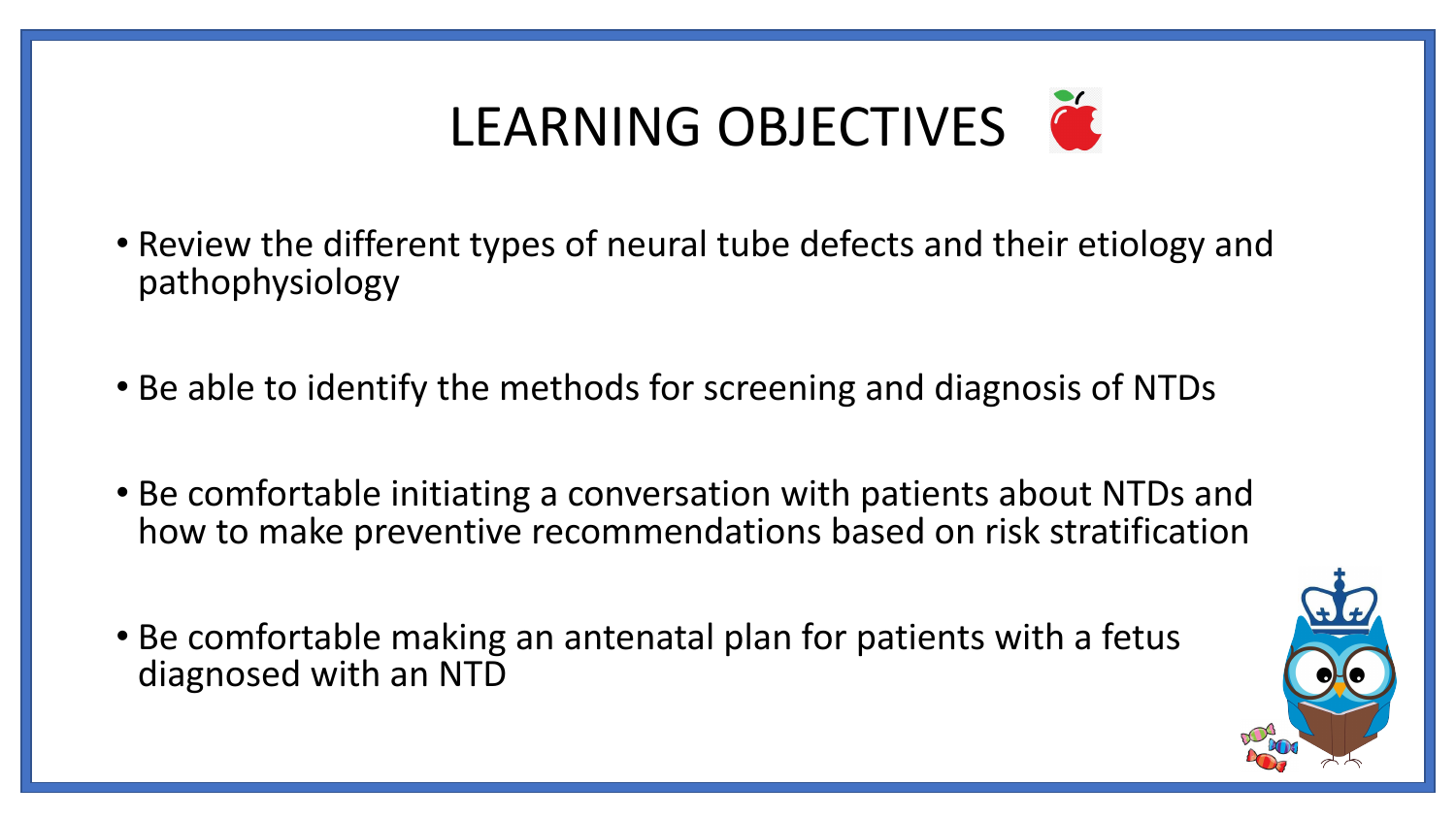# LEARNING OBJECTIVES

- Review the different types of neural tube defects and their etiology and pathophysiology
- Be able to identify the methods for screening and diagnosis of NTDs
- Be comfortable initiating a conversation with patients about NTDs and how to make preventive recommendations based on risk stratification
- Be comfortable making an antenatal plan for patients with a fetus diagnosed with an NTD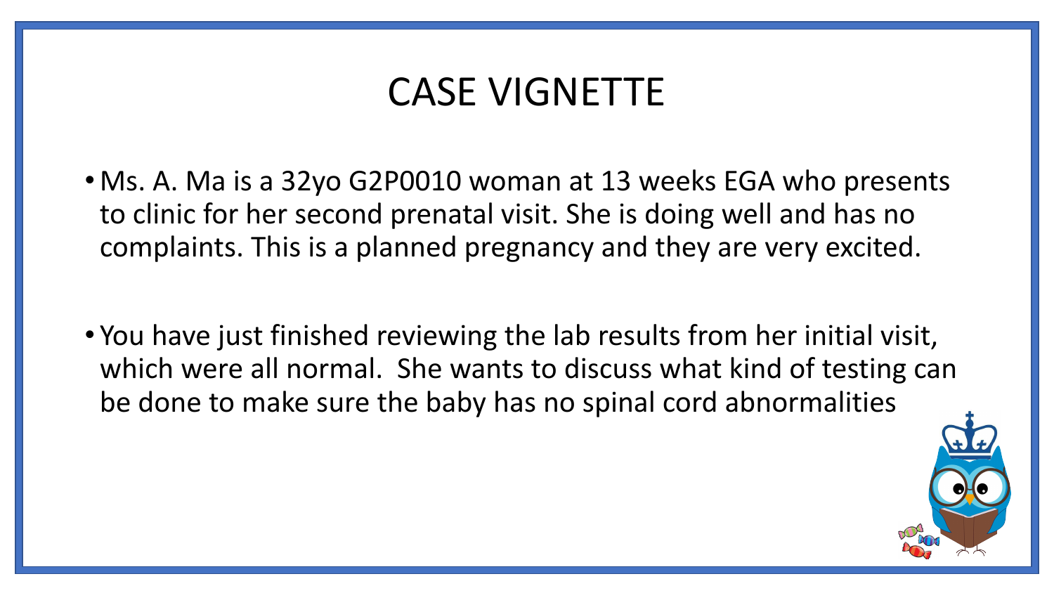# CASE VIGNETTE

- Ms. A. Ma is a 32yo G2P0010 woman at 13 weeks EGA who presents to clinic for her second prenatal visit. She is doing well and has no complaints. This is a planned pregnancy and they are very excited.

- You have just finished reviewing the lab results from her initial visit, which were all normal. She wants to discuss what kind of testing can be done to make sure the baby has no spinal cord abnormalities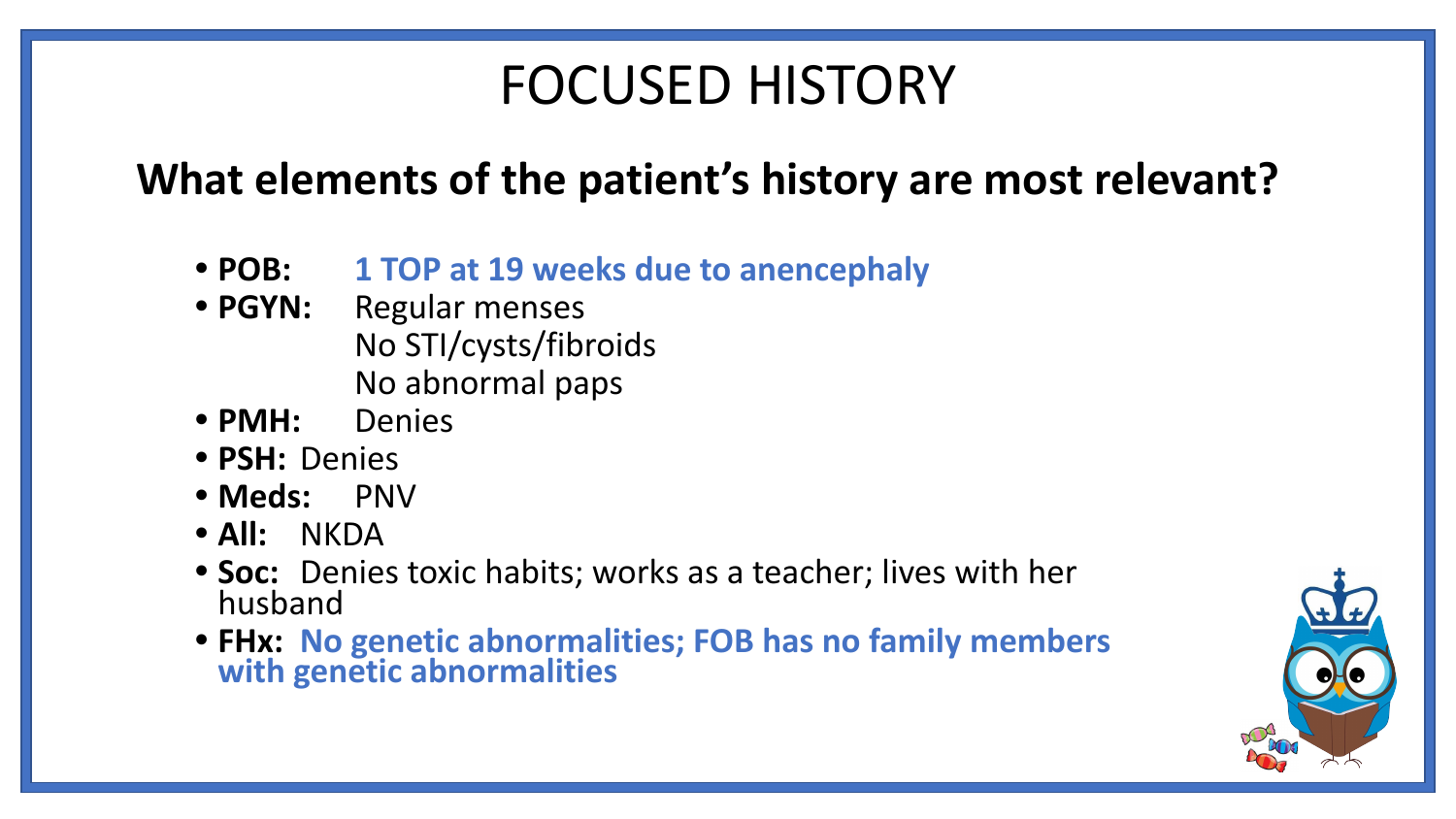# FOCUSED HISTORY

## What elements of the patient's history are most relevant?

- **POB:** **1 TOP at 19 weeks due to anencephaly**
- **PGYN:** Regular menses
  No STI/cysts/fibroids
  No abnormal paps
- **PMH:** Denies
- **PSH:** Denies
- **Meds:** PNV
- **All:** NKDA
- **Soc:** Denies toxic habits; works as a teacher; lives with her husband
- **FHx:** **No genetic abnormalities; FOB has no family members with genetic abnormalities**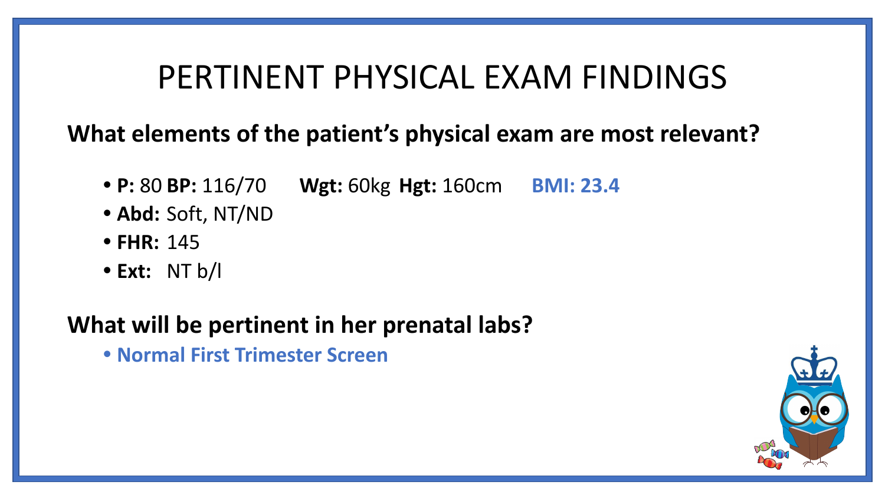# PERTINENT PHYSICAL EXAM FINDINGS

**What elements of the patient's physical exam are most relevant?**

- **P:** 80 **BP:** 116/70 **Wgt:** 60kg **Hgt:** 160cm **BMI: 23.4**
- **Abd:** Soft, NT/ND
- **FHR:** 145
- **Ext:** NT b/l

**What will be pertinent in her prenatal labs?**

- **Normal First Trimester Screen**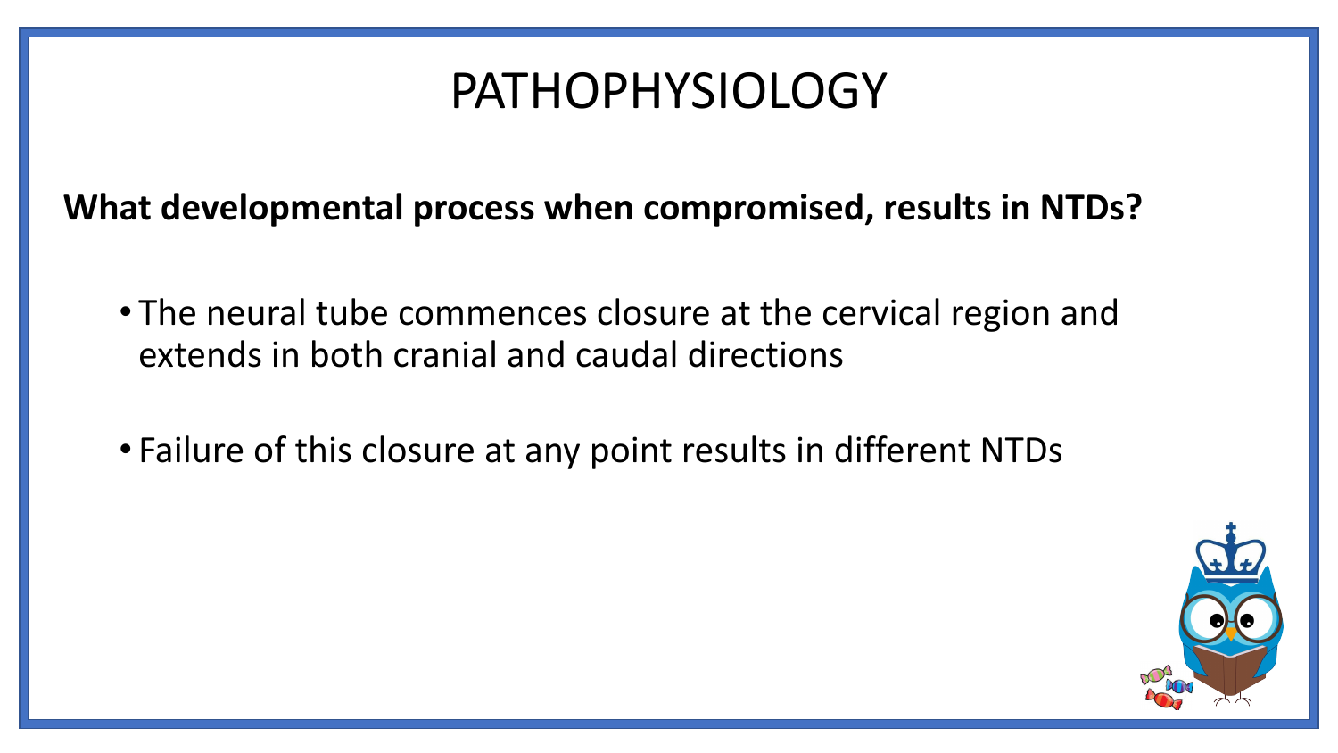# PATHOPHYSIOLOGY

**What developmental process when compromised, results in NTDs?**

- The neural tube commences closure at the cervical region and extends in both cranial and caudal directions
- Failure of this closure at any point results in different NTDs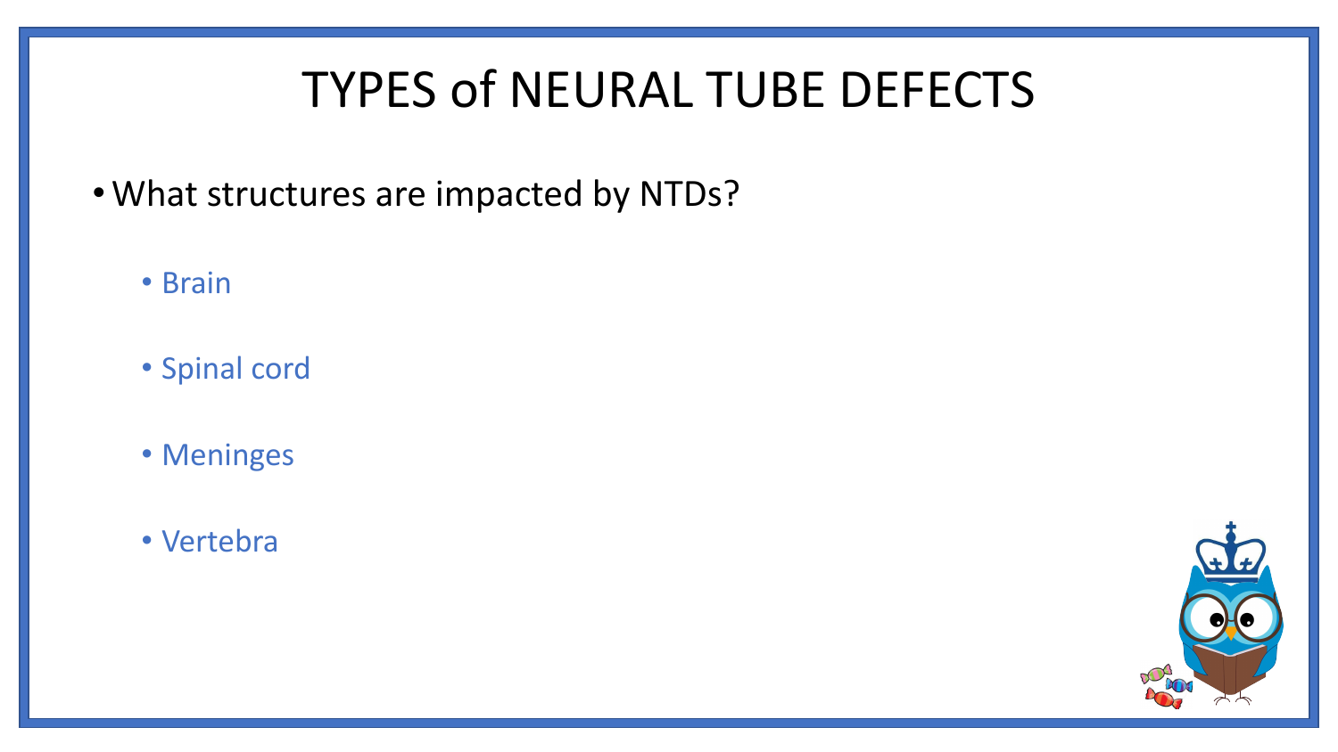# TYPES of NEURAL TUBE DEFECTS

- What structures are impacted by NTDs?
  - Brain
  - Spinal cord
  - Meninges
  - Vertebra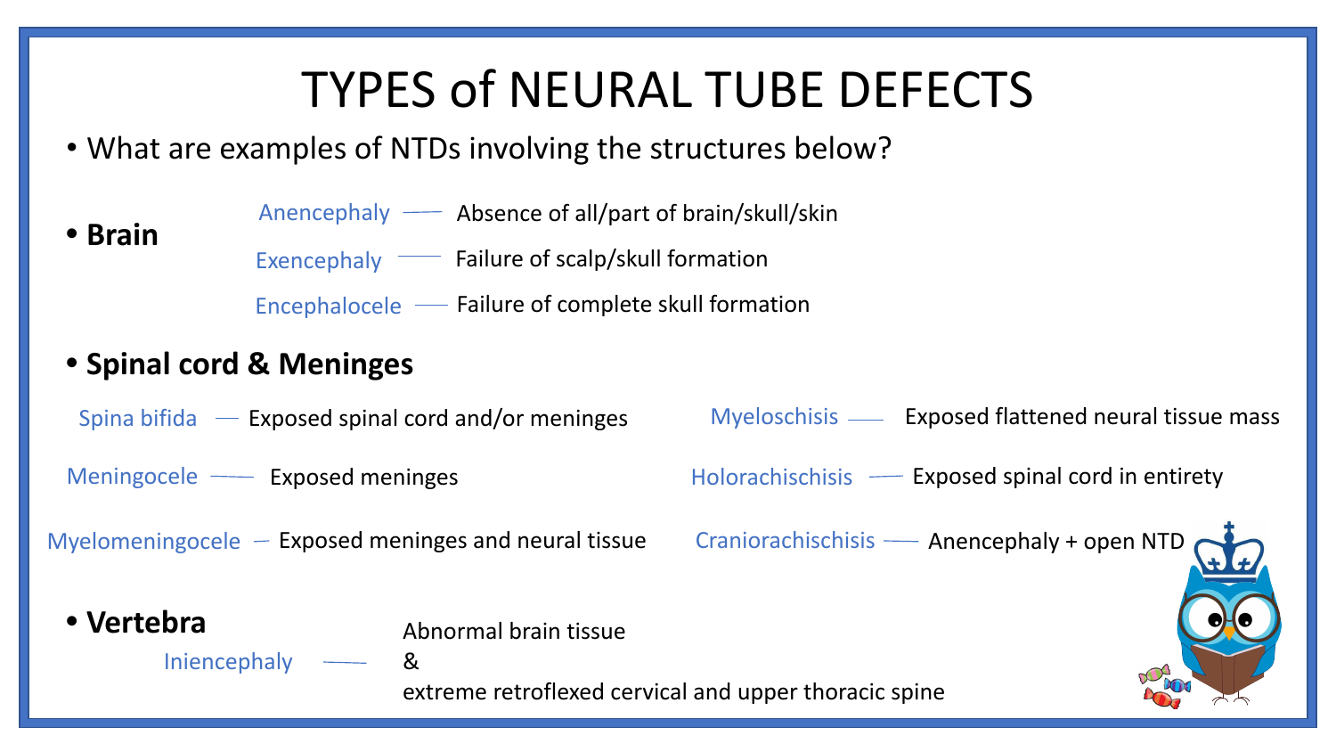# TYPES of NEURAL TUBE DEFECTS

- What are examples of NTDs involving the structures below?

- **Brain**
  - Anencephaly — Absence of all/part of brain/skull/skin
  - Exencephaly — Failure of scalp/skull formation
  - Encephalocele — Failure of complete skull formation

- **Spinal cord & Meninges**
  - Spina bifida — Exposed spinal cord and/or meninges
  - Meningocele — Exposed meninges
  - Myelomeningocele — Exposed meninges and neural tissue
  - Myeloschisis — Exposed flattened neural tissue mass
  - Holorachischisis — Exposed spinal cord in entirety
  - Craniorachischisis — Anencephaly + open NTD

- **Vertebra**
  - Iniencephaly — Abnormal brain tissue & extreme retroflexed cervical and upper thoracic spine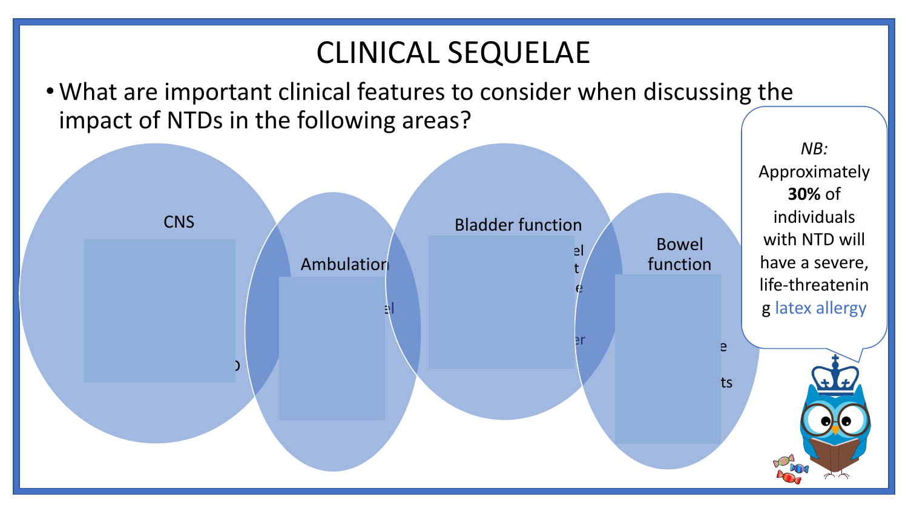# CLINICAL SEQUELAE

- What are important clinical features to consider when discussing the impact of NTDs in the following areas?

CNS

Ambulation

Bladder function

Bowel function

*NB:* Approximately **30%** of individuals with NTD will have a severe, life-threatening latex allergy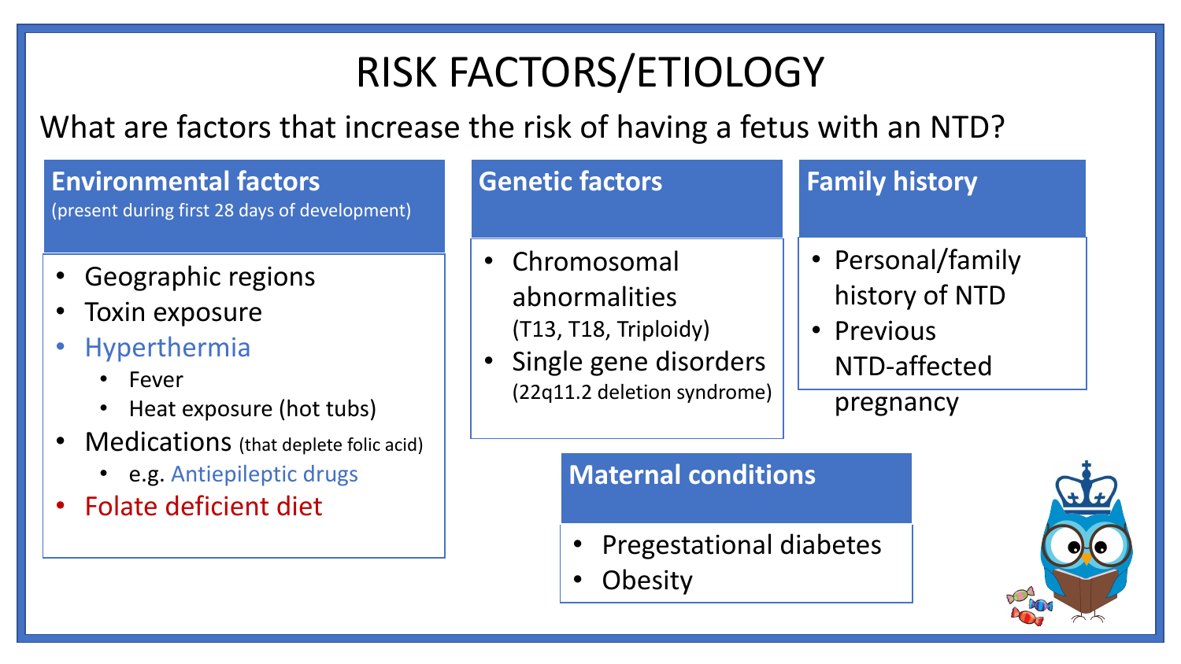# RISK FACTORS/ETIOLOGY

What are factors that increase the risk of having a fetus with an NTD?

## Environmental factors

(present during first 28 days of development)

- Geographic regions
- Toxin exposure
- Hyperthermia
  - Fever
  - Heat exposure (hot tubs)
- Medications (that deplete folic acid)
  - e.g. Antiepileptic drugs
- Folate deficient diet

## Genetic factors

- Chromosomal abnormalities (T13, T18, Triploidy)
- Single gene disorders (22q11.2 deletion syndrome)

## Family history

- Personal/family history of NTD
- Previous NTD-affected pregnancy

## Maternal conditions

- Pregestational diabetes
- Obesity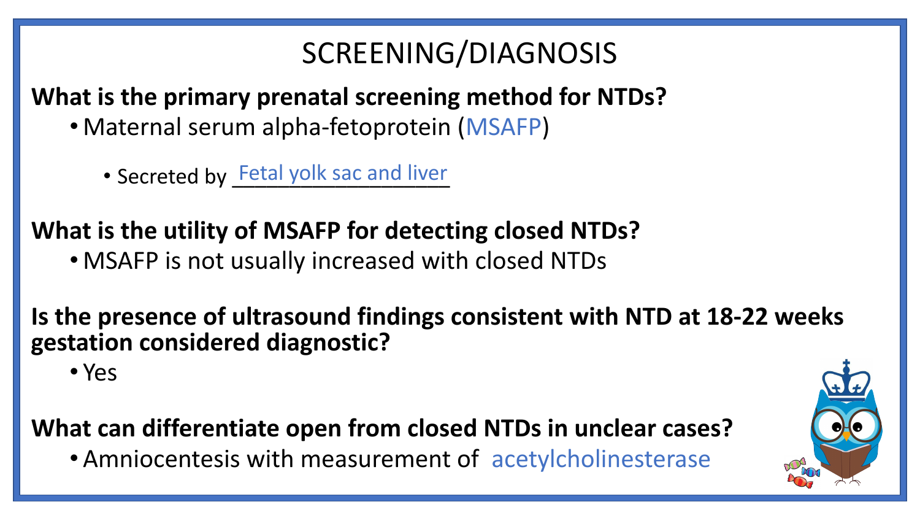# SCREENING/DIAGNOSIS

**What is the primary prenatal screening method for NTDs?**

- Maternal serum alpha-fetoprotein (MSAFP)
  - Secreted by Fetal yolk sac and liver

**What is the utility of MSAFP for detecting closed NTDs?**

- MSAFP is not usually increased with closed NTDs

**Is the presence of ultrasound findings consistent with NTD at 18-22 weeks gestation considered diagnostic?**

- Yes

**What can differentiate open from closed NTDs in unclear cases?**

- Amniocentesis with measurement of acetylcholinesterase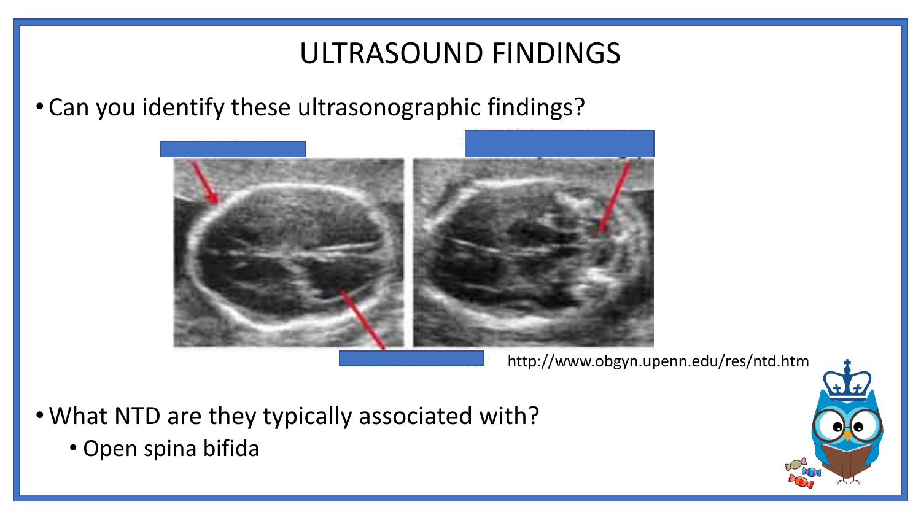# ULTRASOUND FINDINGS

- Can you identify these ultrasonographic findings?

http://www.obgyn.upenn.edu/res/ntd.htm

- What NTD are they typically associated with?
  - Open spina bifida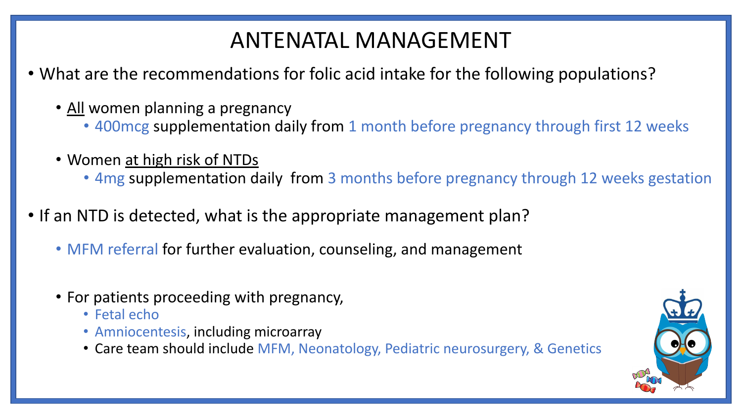# ANTENATAL MANAGEMENT

- What are the recommendations for folic acid intake for the following populations?
  - All women planning a pregnancy
    - 400mcg supplementation daily from 1 month before pregnancy through first 12 weeks
  - Women at high risk of NTDs
    - 4mg supplementation daily from 3 months before pregnancy through 12 weeks gestation
- If an NTD is detected, what is the appropriate management plan?
  - MFM referral for further evaluation, counseling, and management
  - For patients proceeding with pregnancy,
    - Fetal echo
    - Amniocentesis, including microarray
    - Care team should include MFM, Neonatology, Pediatric neurosurgery, & Genetics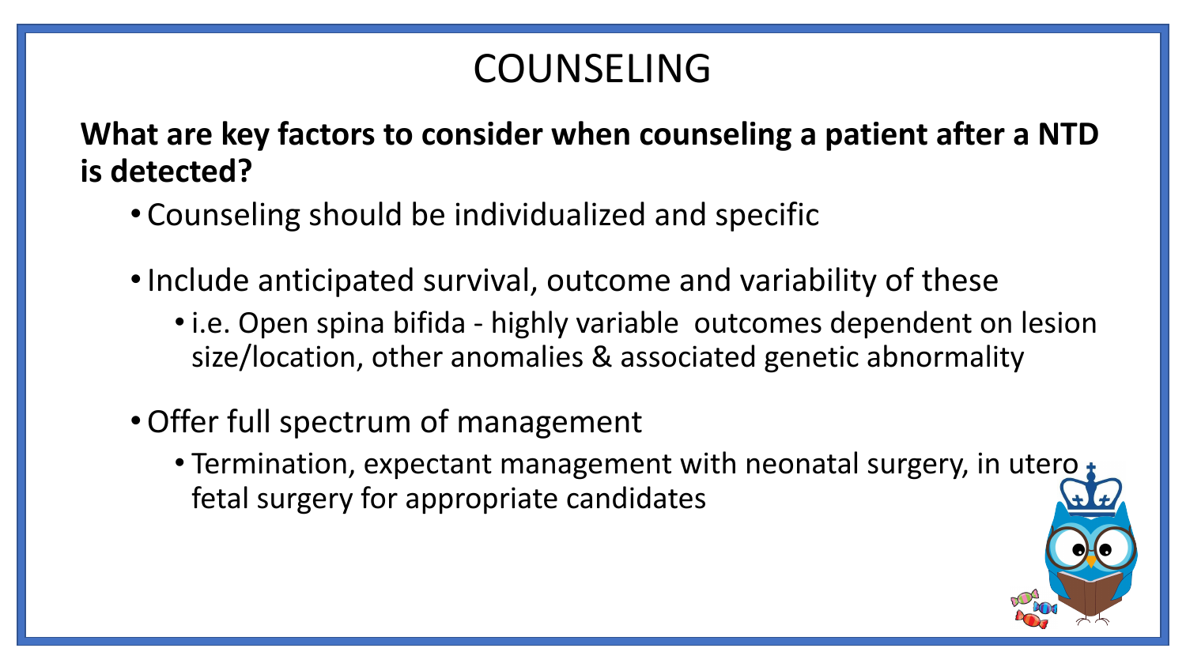# COUNSELING

**What are key factors to consider when counseling a patient after a NTD is detected?**

- Counseling should be individualized and specific
- Include anticipated survival, outcome and variability of these
  - i.e. Open spina bifida - highly variable outcomes dependent on lesion size/location, other anomalies & associated genetic abnormality
- Offer full spectrum of management
  - Termination, expectant management with neonatal surgery, in utero fetal surgery for appropriate candidates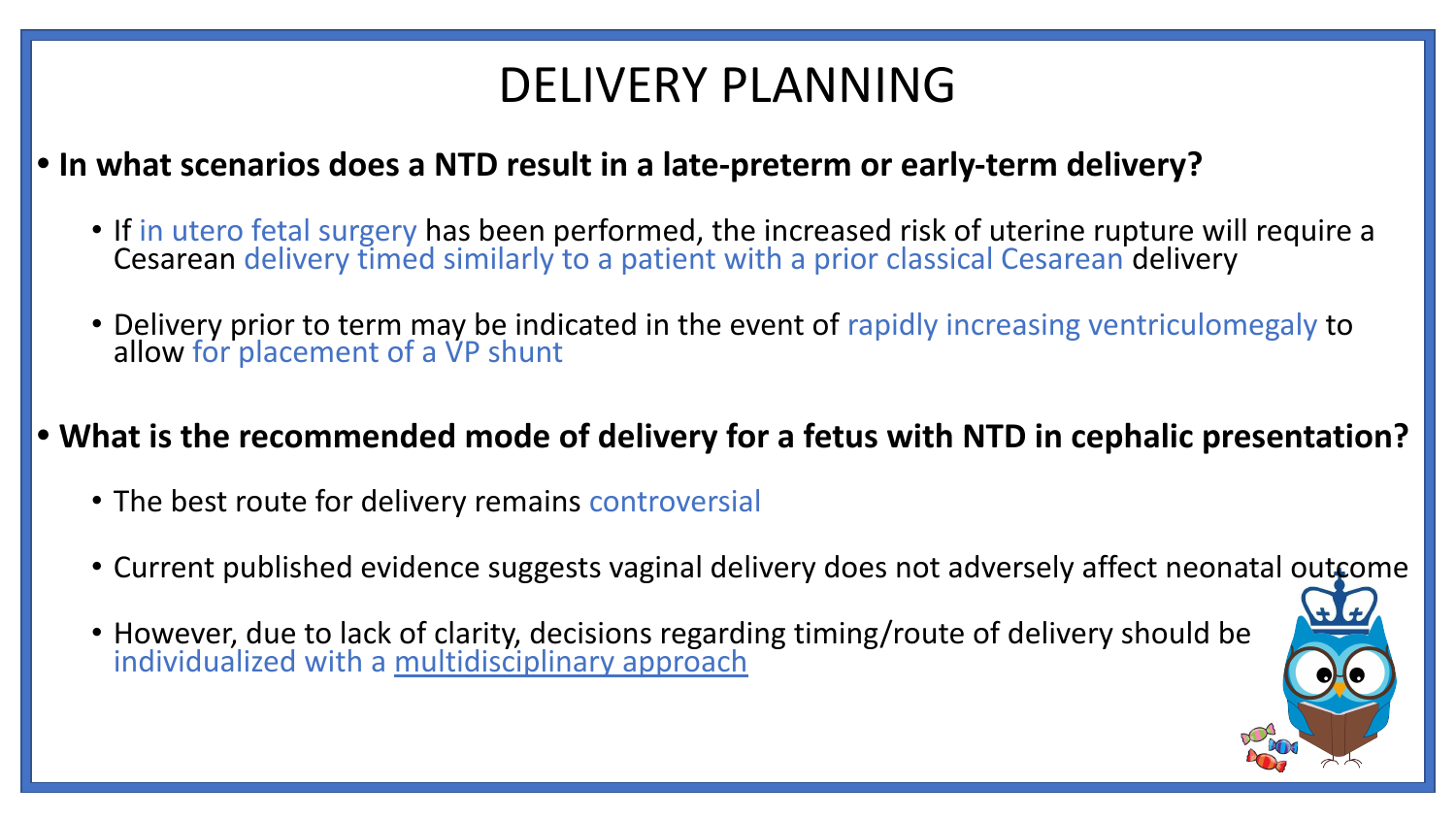# DELIVERY PLANNING

- **In what scenarios does a NTD result in a late-preterm or early-term delivery?**
  - If in utero fetal surgery has been performed, the increased risk of uterine rupture will require a Cesarean delivery timed similarly to a patient with a prior classical Cesarean delivery
  - Delivery prior to term may be indicated in the event of rapidly increasing ventriculomegaly to allow for placement of a VP shunt

- **What is the recommended mode of delivery for a fetus with NTD in cephalic presentation?**
  - The best route for delivery remains controversial
  - Current published evidence suggests vaginal delivery does not adversely affect neonatal outcome
  - However, due to lack of clarity, decisions regarding timing/route of delivery should be individualized with a multidisciplinary approach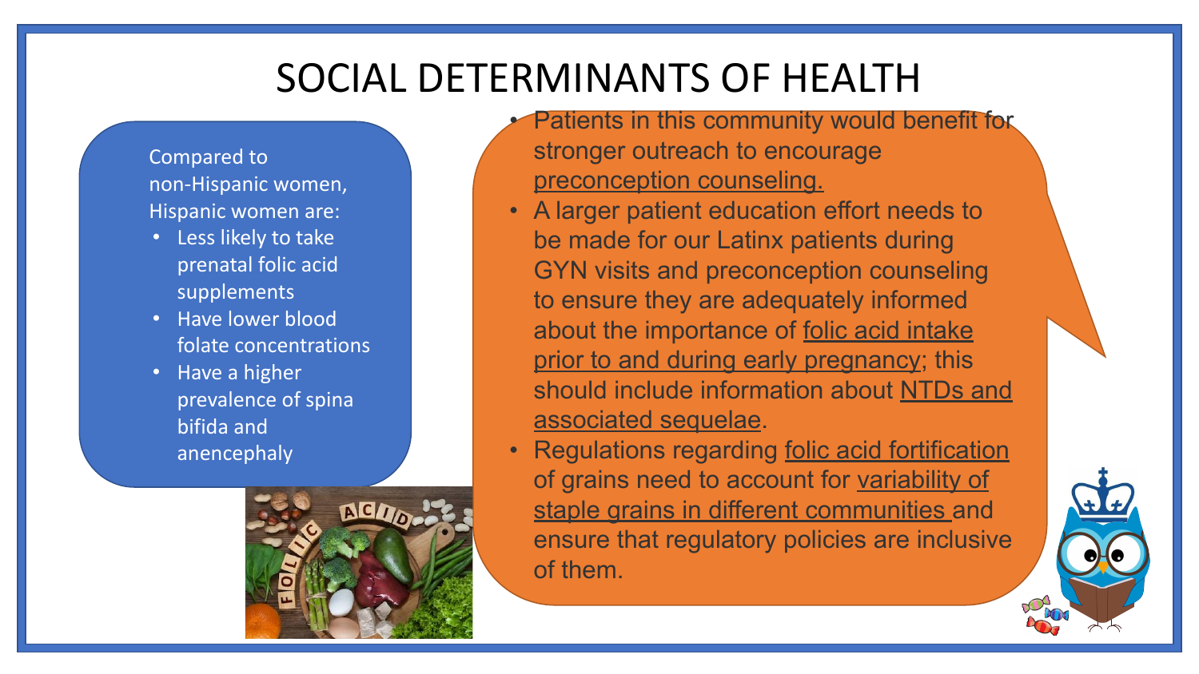# SOCIAL DETERMINANTS OF HEALTH

Compared to non-Hispanic women, Hispanic women are:

- Less likely to take prenatal folic acid supplements
- Have lower blood folate concentrations
- Have a higher prevalence of spina bifida and anencephaly

- Patients in this community would benefit for stronger outreach to encourage preconception counseling.
- A larger patient education effort needs to be made for our Latinx patients during GYN visits and preconception counseling to ensure they are adequately informed about the importance of folic acid intake prior to and during early pregnancy; this should include information about NTDs and associated sequelae.
- Regulations regarding folic acid fortification of grains need to account for variability of staple grains in different communities and ensure that regulatory policies are inclusive of them.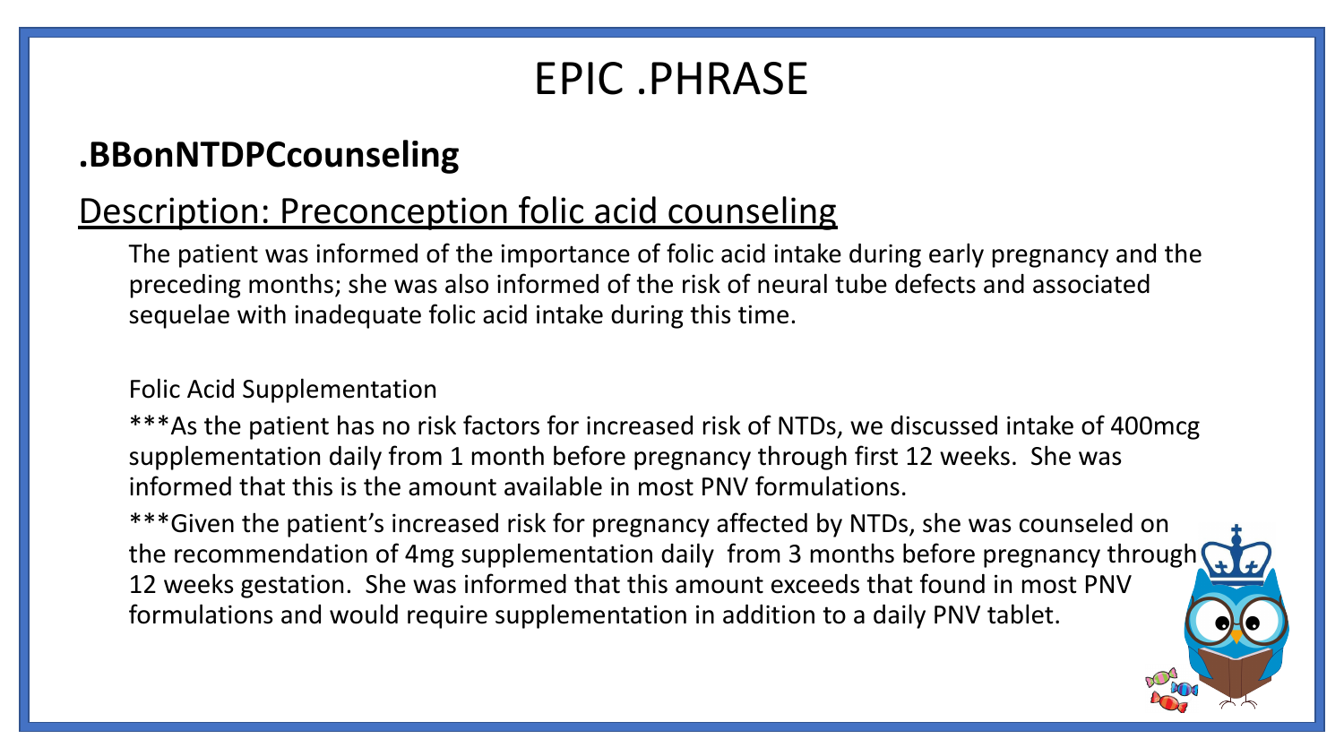# EPIC .PHRASE

## .BBonNTDPCcounseling

### Description: Preconception folic acid counseling

The patient was informed of the importance of folic acid intake during early pregnancy and the preceding months; she was also informed of the risk of neural tube defects and associated sequelae with inadequate folic acid intake during this time.

Folic Acid Supplementation

***As the patient has no risk factors for increased risk of NTDs, we discussed intake of 400mcg supplementation daily from 1 month before pregnancy through first 12 weeks. She was informed that this is the amount available in most PNV formulations.

***Given the patient's increased risk for pregnancy affected by NTDs, she was counseled on the recommendation of 4mg supplementation daily from 3 months before pregnancy through 12 weeks gestation. She was informed that this amount exceeds that found in most PNV formulations and would require supplementation in addition to a daily PNV tablet.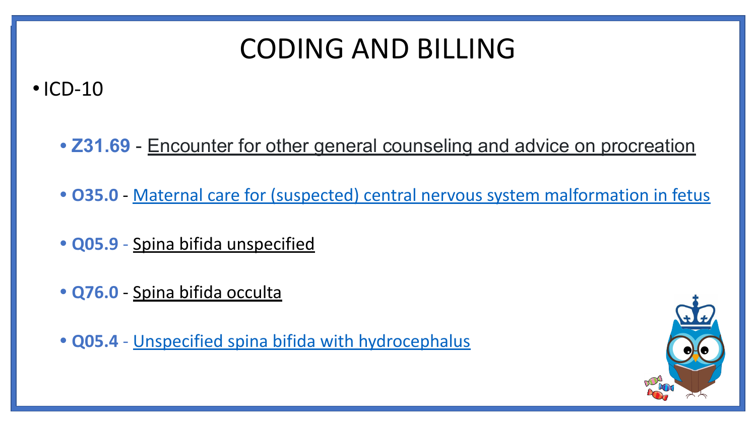# CODING AND BILLING

- ICD-10
  - **Z31.69** - Encounter for other general counseling and advice on procreation
  - **O35.0** - Maternal care for (suspected) central nervous system malformation in fetus
  - **Q05.9** - Spina bifida unspecified
  - **Q76.0** - Spina bifida occulta
  - **Q05.4** - Unspecified spina bifida with hydrocephalus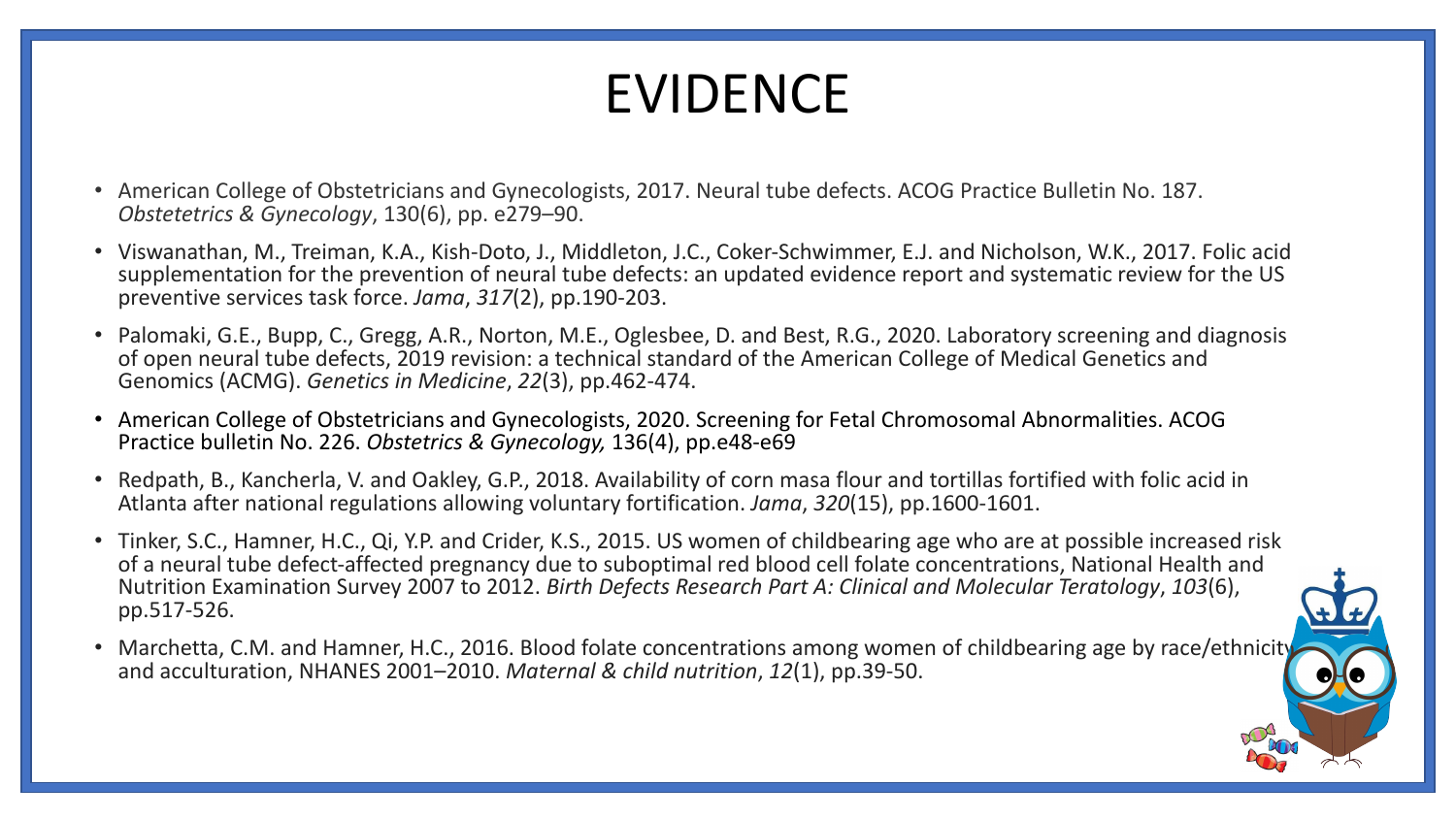# EVIDENCE

- American College of Obstetricians and Gynecologists, 2017. Neural tube defects. ACOG Practice Bulletin No. 187. *Obstetetrics & Gynecology*, 130(6), pp. e279–90.
- Viswanathan, M., Treiman, K.A., Kish-Doto, J., Middleton, J.C., Coker-Schwimmer, E.J. and Nicholson, W.K., 2017. Folic acid supplementation for the prevention of neural tube defects: an updated evidence report and systematic review for the US preventive services task force. *Jama*, *317*(2), pp.190-203.
- Palomaki, G.E., Bupp, C., Gregg, A.R., Norton, M.E., Oglesbee, D. and Best, R.G., 2020. Laboratory screening and diagnosis of open neural tube defects, 2019 revision: a technical standard of the American College of Medical Genetics and Genomics (ACMG). *Genetics in Medicine*, *22*(3), pp.462-474.
- American College of Obstetricians and Gynecologists, 2020. Screening for Fetal Chromosomal Abnormalities. ACOG Practice bulletin No. 226. *Obstetrics & Gynecology,* 136(4), pp.e48-e69
- Redpath, B., Kancherla, V. and Oakley, G.P., 2018. Availability of corn masa flour and tortillas fortified with folic acid in Atlanta after national regulations allowing voluntary fortification. *Jama*, *320*(15), pp.1600-1601.
- Tinker, S.C., Hamner, H.C., Qi, Y.P. and Crider, K.S., 2015. US women of childbearing age who are at possible increased risk of a neural tube defect-affected pregnancy due to suboptimal red blood cell folate concentrations, National Health and Nutrition Examination Survey 2007 to 2012. *Birth Defects Research Part A: Clinical and Molecular Teratology*, *103*(6), pp.517-526.
- Marchetta, C.M. and Hamner, H.C., 2016. Blood folate concentrations among women of childbearing age by race/ethnicity and acculturation, NHANES 2001–2010. *Maternal & child nutrition*, *12*(1), pp.39-50.